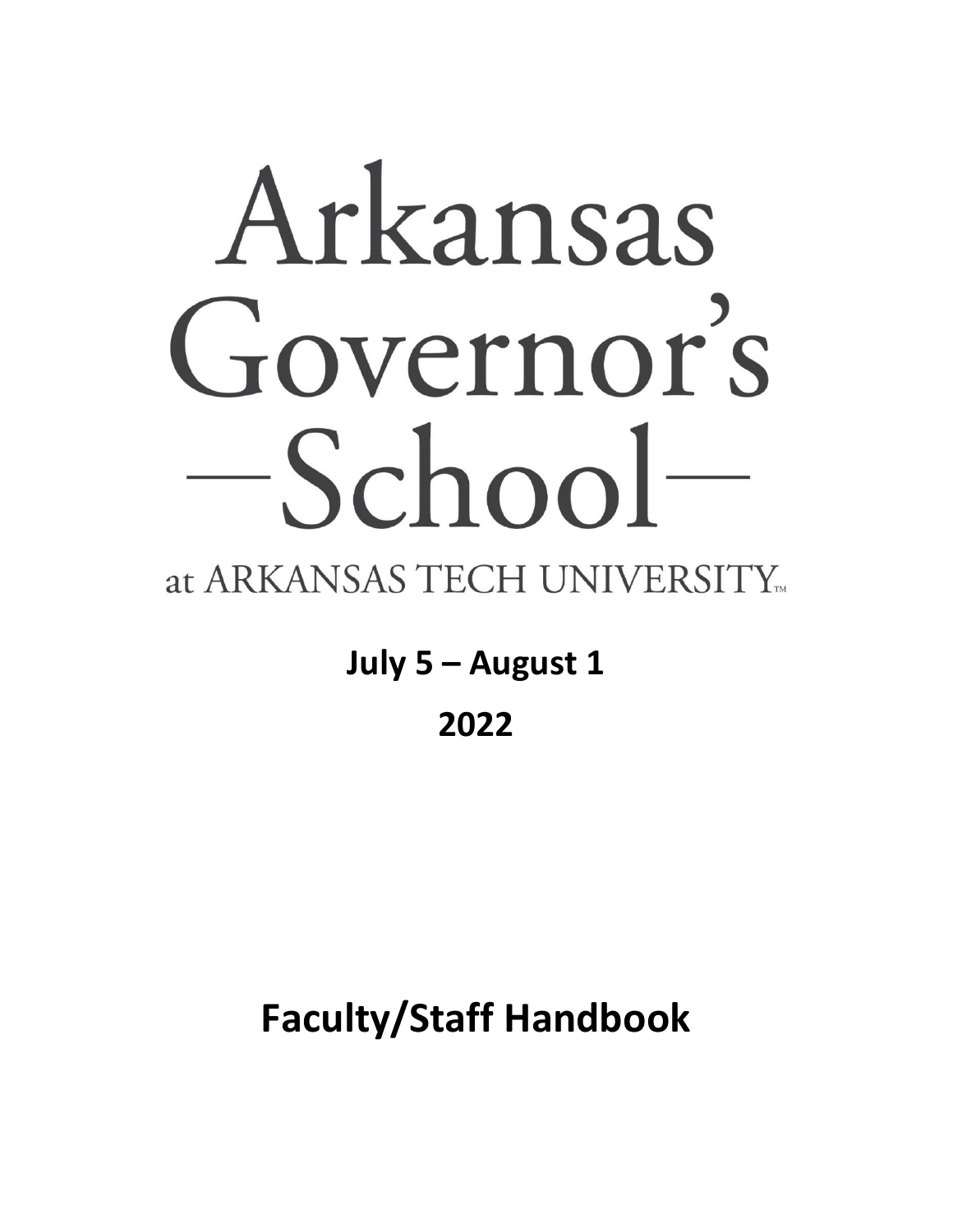# Arkansas Governor's —School—

at ARKANSAS TECH UNIVERSITY™

**July 5 – August 1**

**2022**

# Faculty/Staff Handbook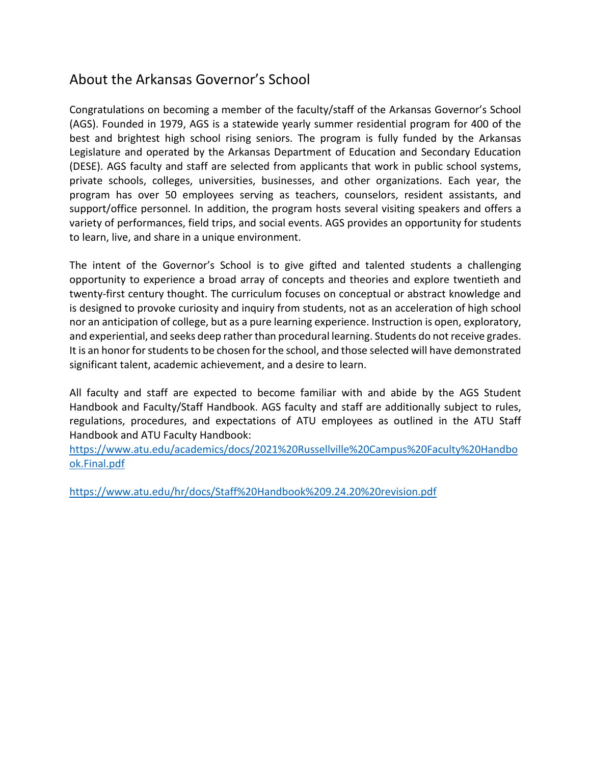## About the Arkansas Governor's School

Congratulations on becoming a member of the faculty/staff of the Arkansas Governor's School (AGS). Founded in 1979, AGS is a statewide yearly summer residential program for 400 of the best and brightest high school rising seniors. The program is fully funded by the Arkansas Legislature and operated by the Arkansas Department of Education and Secondary Education (DESE). AGS faculty and staff are selected from applicants that work in public school systems, private schools, colleges, universities, businesses, and other organizations. Each year, the program has over 50 employees serving as teachers, counselors, resident assistants, and support/office personnel. In addition, the program hosts several visiting speakers and offers a variety of performances, field trips, and social events. AGS provides an opportunity for students to learn, live, and share in a unique environment.

The intent of the Governor's School is to give gifted and talented students a challenging opportunity to experience a broad array of concepts and theories and explore twentieth and twenty-first century thought. The curriculum focuses on conceptual or abstract knowledge and is designed to provoke curiosity and inquiry from students, not as an acceleration of high school nor an anticipation of college, but as a pure learning experience. Instruction is open, exploratory, and experiential, and seeks deep rather than procedural learning. Students do not receive grades. It is an honor for students to be chosen for the school, and those selected will have demonstrated significant talent, academic achievement, and a desire to learn.

All faculty and staff are expected to become familiar with and abide by the AGS Student Handbook and Faculty/Staff Handbook. AGS faculty and staff are additionally subject to rules, regulations, procedures, and expectations of ATU employees as outlined in the ATU Staff Handbook and ATU Faculty Handbook:
https://www.atu.edu/academics/docs/2021%20Russellville%20Campus%20Faculty%20Handbook.Final.pdf

https://www.atu.edu/hr/docs/Staff%20Handbook%209.24.20%20revision.pdf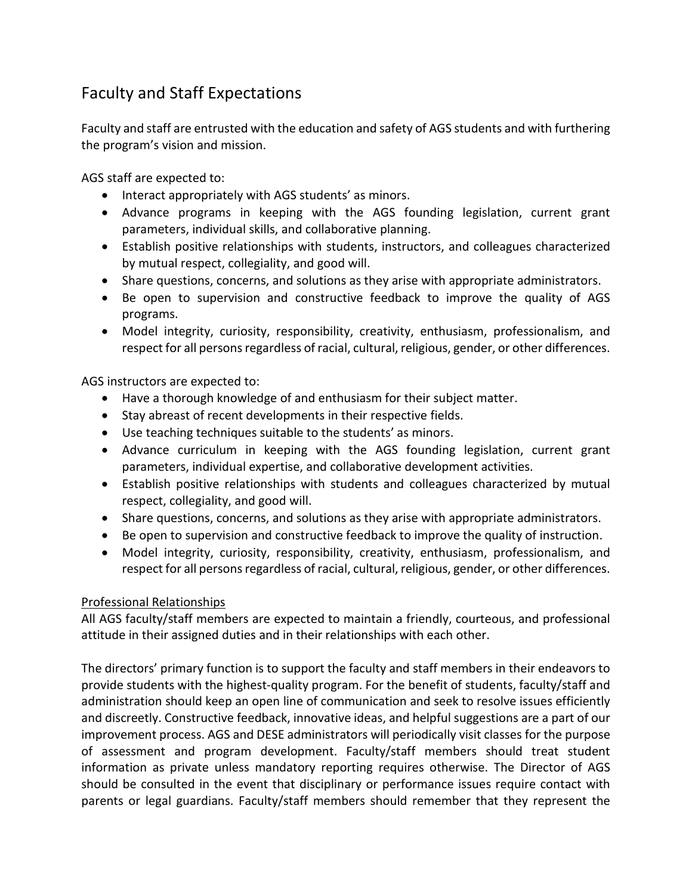## Faculty and Staff Expectations

Faculty and staff are entrusted with the education and safety of AGS students and with furthering the program's vision and mission.

AGS staff are expected to:

- Interact appropriately with AGS students' as minors.
- Advance programs in keeping with the AGS founding legislation, current grant parameters, individual skills, and collaborative planning.
- Establish positive relationships with students, instructors, and colleagues characterized by mutual respect, collegiality, and good will.
- Share questions, concerns, and solutions as they arise with appropriate administrators.
- Be open to supervision and constructive feedback to improve the quality of AGS programs.
- Model integrity, curiosity, responsibility, creativity, enthusiasm, professionalism, and respect for all persons regardless of racial, cultural, religious, gender, or other differences.

AGS instructors are expected to:

- Have a thorough knowledge of and enthusiasm for their subject matter.
- Stay abreast of recent developments in their respective fields.
- Use teaching techniques suitable to the students' as minors.
- Advance curriculum in keeping with the AGS founding legislation, current grant parameters, individual expertise, and collaborative development activities.
- Establish positive relationships with students and colleagues characterized by mutual respect, collegiality, and good will.
- Share questions, concerns, and solutions as they arise with appropriate administrators.
- Be open to supervision and constructive feedback to improve the quality of instruction.
- Model integrity, curiosity, responsibility, creativity, enthusiasm, professionalism, and respect for all persons regardless of racial, cultural, religious, gender, or other differences.

### Professional Relationships

All AGS faculty/staff members are expected to maintain a friendly, courteous, and professional attitude in their assigned duties and in their relationships with each other.

The directors' primary function is to support the faculty and staff members in their endeavors to provide students with the highest-quality program. For the benefit of students, faculty/staff and administration should keep an open line of communication and seek to resolve issues efficiently and discreetly. Constructive feedback, innovative ideas, and helpful suggestions are a part of our improvement process. AGS and DESE administrators will periodically visit classes for the purpose of assessment and program development. Faculty/staff members should treat student information as private unless mandatory reporting requires otherwise. The Director of AGS should be consulted in the event that disciplinary or performance issues require contact with parents or legal guardians. Faculty/staff members should remember that they represent the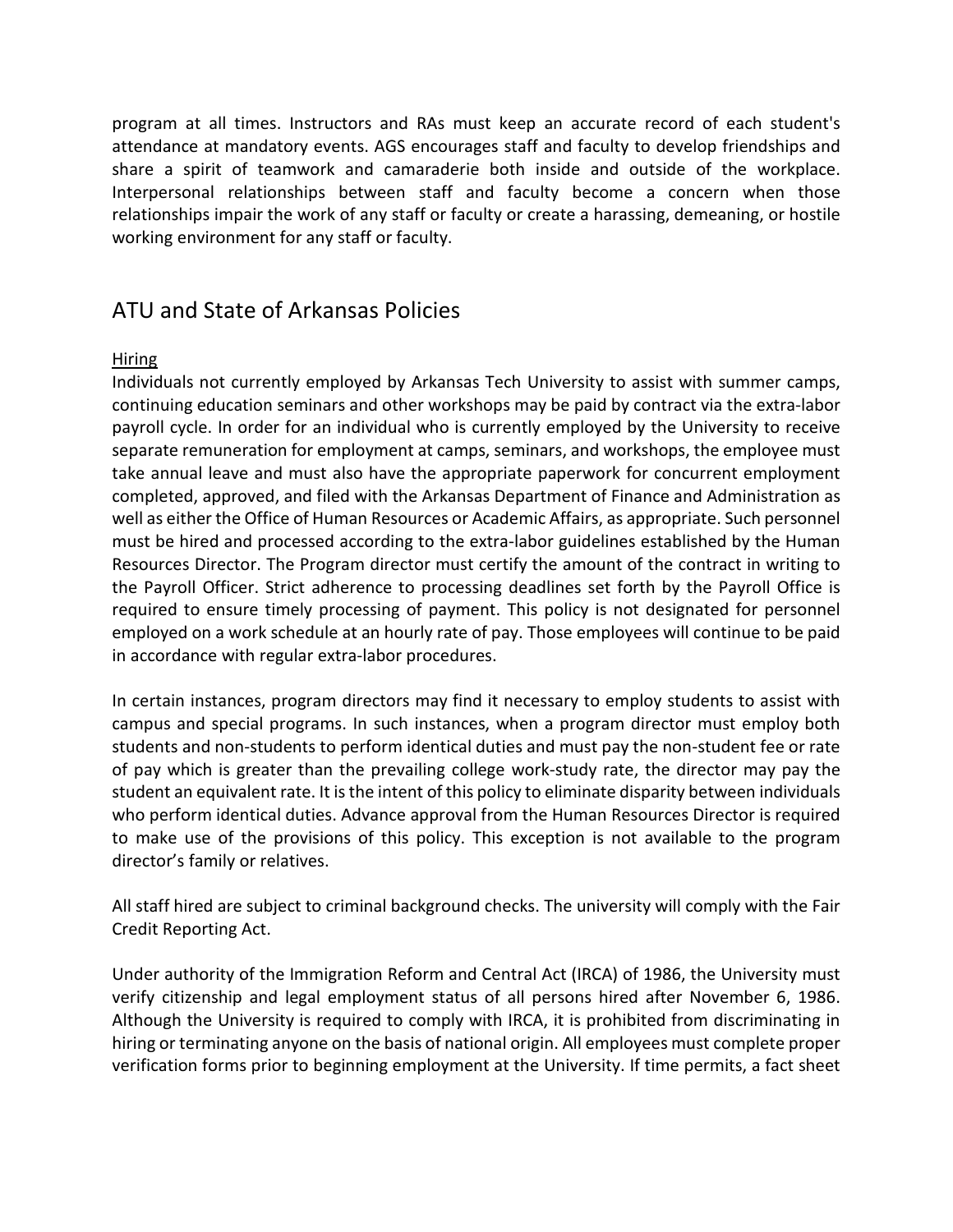program at all times. Instructors and RAs must keep an accurate record of each student's attendance at mandatory events. AGS encourages staff and faculty to develop friendships and share a spirit of teamwork and camaraderie both inside and outside of the workplace. Interpersonal relationships between staff and faculty become a concern when those relationships impair the work of any staff or faculty or create a harassing, demeaning, or hostile working environment for any staff or faculty.

## ATU and State of Arkansas Policies

### Hiring

Individuals not currently employed by Arkansas Tech University to assist with summer camps, continuing education seminars and other workshops may be paid by contract via the extra-labor payroll cycle. In order for an individual who is currently employed by the University to receive separate remuneration for employment at camps, seminars, and workshops, the employee must take annual leave and must also have the appropriate paperwork for concurrent employment completed, approved, and filed with the Arkansas Department of Finance and Administration as well as either the Office of Human Resources or Academic Affairs, as appropriate. Such personnel must be hired and processed according to the extra-labor guidelines established by the Human Resources Director. The Program director must certify the amount of the contract in writing to the Payroll Officer. Strict adherence to processing deadlines set forth by the Payroll Office is required to ensure timely processing of payment. This policy is not designated for personnel employed on a work schedule at an hourly rate of pay. Those employees will continue to be paid in accordance with regular extra-labor procedures.

In certain instances, program directors may find it necessary to employ students to assist with campus and special programs. In such instances, when a program director must employ both students and non-students to perform identical duties and must pay the non-student fee or rate of pay which is greater than the prevailing college work-study rate, the director may pay the student an equivalent rate. It is the intent of this policy to eliminate disparity between individuals who perform identical duties. Advance approval from the Human Resources Director is required to make use of the provisions of this policy. This exception is not available to the program director's family or relatives.

All staff hired are subject to criminal background checks. The university will comply with the Fair Credit Reporting Act.

Under authority of the Immigration Reform and Central Act (IRCA) of 1986, the University must verify citizenship and legal employment status of all persons hired after November 6, 1986. Although the University is required to comply with IRCA, it is prohibited from discriminating in hiring or terminating anyone on the basis of national origin. All employees must complete proper verification forms prior to beginning employment at the University. If time permits, a fact sheet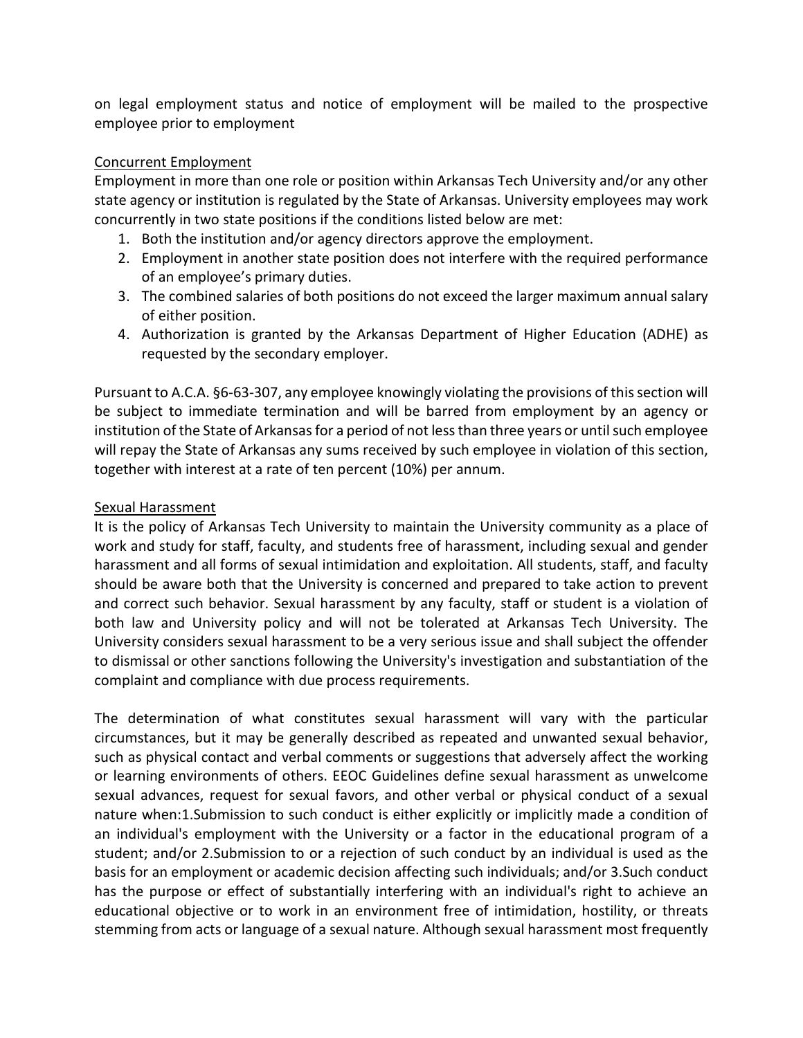on legal employment status and notice of employment will be mailed to the prospective employee prior to employment

<u>Concurrent Employment</u>

Employment in more than one role or position within Arkansas Tech University and/or any other state agency or institution is regulated by the State of Arkansas. University employees may work concurrently in two state positions if the conditions listed below are met:

1. Both the institution and/or agency directors approve the employment.
2. Employment in another state position does not interfere with the required performance of an employee's primary duties.
3. The combined salaries of both positions do not exceed the larger maximum annual salary of either position.
4. Authorization is granted by the Arkansas Department of Higher Education (ADHE) as requested by the secondary employer.

Pursuant to A.C.A. §6-63-307, any employee knowingly violating the provisions of this section will be subject to immediate termination and will be barred from employment by an agency or institution of the State of Arkansas for a period of not less than three years or until such employee will repay the State of Arkansas any sums received by such employee in violation of this section, together with interest at a rate of ten percent (10%) per annum.

<u>Sexual Harassment</u>

It is the policy of Arkansas Tech University to maintain the University community as a place of work and study for staff, faculty, and students free of harassment, including sexual and gender harassment and all forms of sexual intimidation and exploitation. All students, staff, and faculty should be aware both that the University is concerned and prepared to take action to prevent and correct such behavior. Sexual harassment by any faculty, staff or student is a violation of both law and University policy and will not be tolerated at Arkansas Tech University. The University considers sexual harassment to be a very serious issue and shall subject the offender to dismissal or other sanctions following the University's investigation and substantiation of the complaint and compliance with due process requirements.

The determination of what constitutes sexual harassment will vary with the particular circumstances, but it may be generally described as repeated and unwanted sexual behavior, such as physical contact and verbal comments or suggestions that adversely affect the working or learning environments of others. EEOC Guidelines define sexual harassment as unwelcome sexual advances, request for sexual favors, and other verbal or physical conduct of a sexual nature when:1.Submission to such conduct is either explicitly or implicitly made a condition of an individual's employment with the University or a factor in the educational program of a student; and/or 2.Submission to or a rejection of such conduct by an individual is used as the basis for an employment or academic decision affecting such individuals; and/or 3.Such conduct has the purpose or effect of substantially interfering with an individual's right to achieve an educational objective or to work in an environment free of intimidation, hostility, or threats stemming from acts or language of a sexual nature. Although sexual harassment most frequently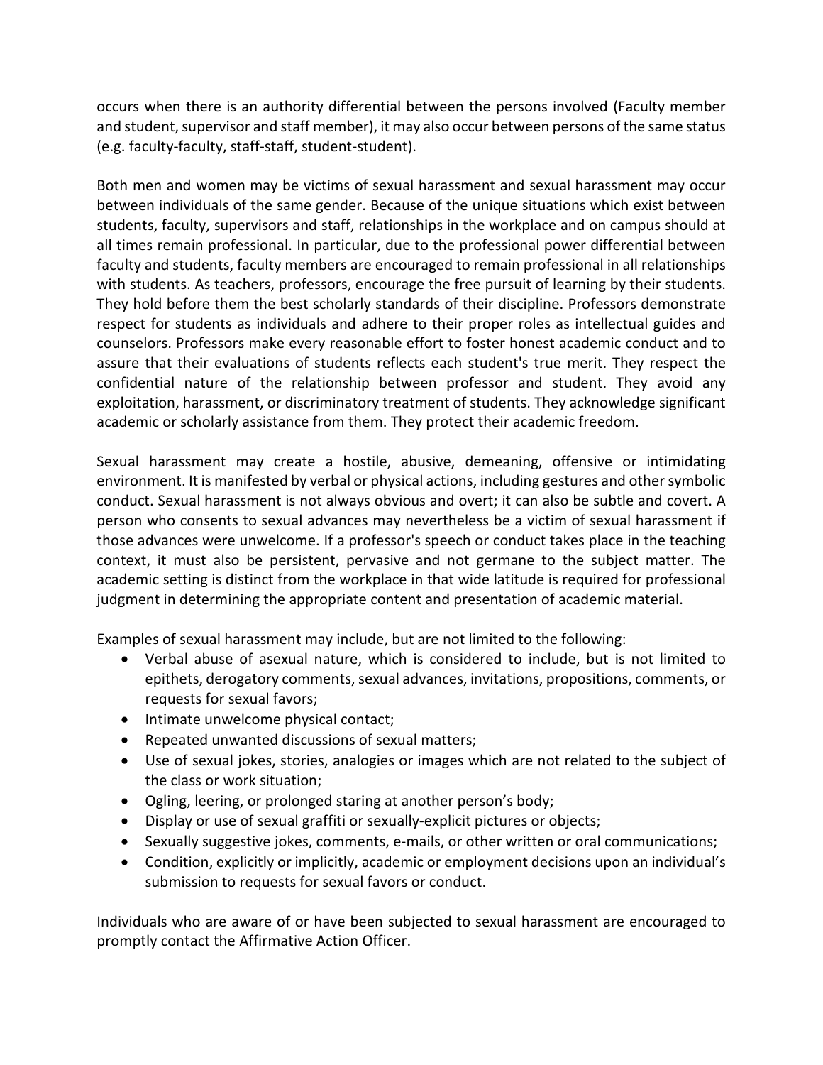occurs when there is an authority differential between the persons involved (Faculty member and student, supervisor and staff member), it may also occur between persons of the same status (e.g. faculty-faculty, staff-staff, student-student).

Both men and women may be victims of sexual harassment and sexual harassment may occur between individuals of the same gender. Because of the unique situations which exist between students, faculty, supervisors and staff, relationships in the workplace and on campus should at all times remain professional. In particular, due to the professional power differential between faculty and students, faculty members are encouraged to remain professional in all relationships with students. As teachers, professors, encourage the free pursuit of learning by their students. They hold before them the best scholarly standards of their discipline. Professors demonstrate respect for students as individuals and adhere to their proper roles as intellectual guides and counselors. Professors make every reasonable effort to foster honest academic conduct and to assure that their evaluations of students reflects each student's true merit. They respect the confidential nature of the relationship between professor and student. They avoid any exploitation, harassment, or discriminatory treatment of students. They acknowledge significant academic or scholarly assistance from them. They protect their academic freedom.

Sexual harassment may create a hostile, abusive, demeaning, offensive or intimidating environment. It is manifested by verbal or physical actions, including gestures and other symbolic conduct. Sexual harassment is not always obvious and overt; it can also be subtle and covert. A person who consents to sexual advances may nevertheless be a victim of sexual harassment if those advances were unwelcome. If a professor's speech or conduct takes place in the teaching context, it must also be persistent, pervasive and not germane to the subject matter. The academic setting is distinct from the workplace in that wide latitude is required for professional judgment in determining the appropriate content and presentation of academic material.

Examples of sexual harassment may include, but are not limited to the following:

- Verbal abuse of asexual nature, which is considered to include, but is not limited to epithets, derogatory comments, sexual advances, invitations, propositions, comments, or requests for sexual favors;
- Intimate unwelcome physical contact;
- Repeated unwanted discussions of sexual matters;
- Use of sexual jokes, stories, analogies or images which are not related to the subject of the class or work situation;
- Ogling, leering, or prolonged staring at another person's body;
- Display or use of sexual graffiti or sexually-explicit pictures or objects;
- Sexually suggestive jokes, comments, e-mails, or other written or oral communications;
- Condition, explicitly or implicitly, academic or employment decisions upon an individual's submission to requests for sexual favors or conduct.

Individuals who are aware of or have been subjected to sexual harassment are encouraged to promptly contact the Affirmative Action Officer.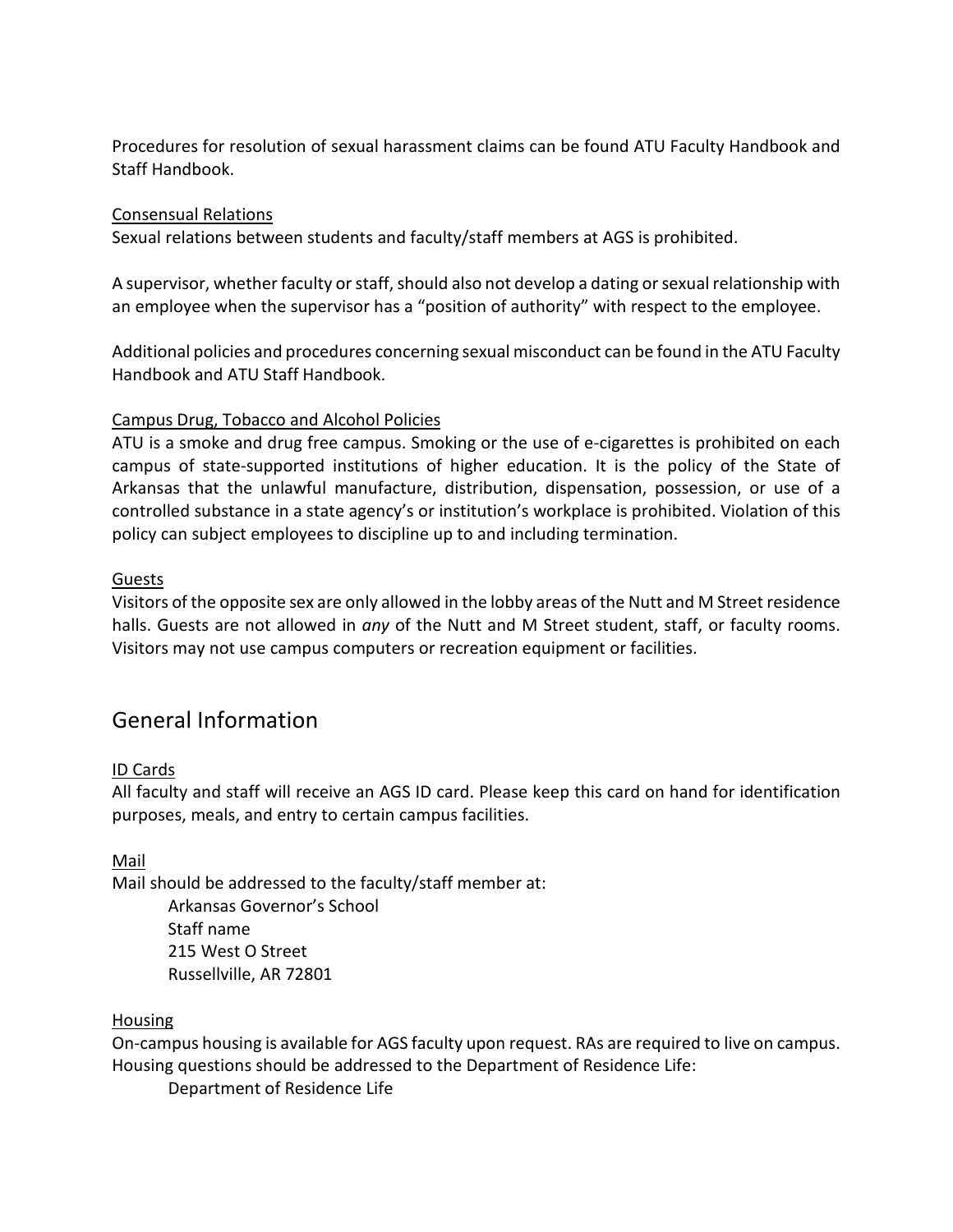Procedures for resolution of sexual harassment claims can be found ATU Faculty Handbook and Staff Handbook.

Consensual Relations

Sexual relations between students and faculty/staff members at AGS is prohibited.

A supervisor, whether faculty or staff, should also not develop a dating or sexual relationship with an employee when the supervisor has a "position of authority" with respect to the employee.

Additional policies and procedures concerning sexual misconduct can be found in the ATU Faculty Handbook and ATU Staff Handbook.

Campus Drug, Tobacco and Alcohol Policies

ATU is a smoke and drug free campus. Smoking or the use of e-cigarettes is prohibited on each campus of state-supported institutions of higher education. It is the policy of the State of Arkansas that the unlawful manufacture, distribution, dispensation, possession, or use of a controlled substance in a state agency's or institution's workplace is prohibited. Violation of this policy can subject employees to discipline up to and including termination.

Guests

Visitors of the opposite sex are only allowed in the lobby areas of the Nutt and M Street residence halls. Guests are not allowed in *any* of the Nutt and M Street student, staff, or faculty rooms. Visitors may not use campus computers or recreation equipment or facilities.

## General Information

ID Cards

All faculty and staff will receive an AGS ID card. Please keep this card on hand for identification purposes, meals, and entry to certain campus facilities.

Mail

Mail should be addressed to the faculty/staff member at:

Arkansas Governor's School
Staff name
215 West O Street
Russellville, AR 72801

Housing

On-campus housing is available for AGS faculty upon request. RAs are required to live on campus. Housing questions should be addressed to the Department of Residence Life:

Department of Residence Life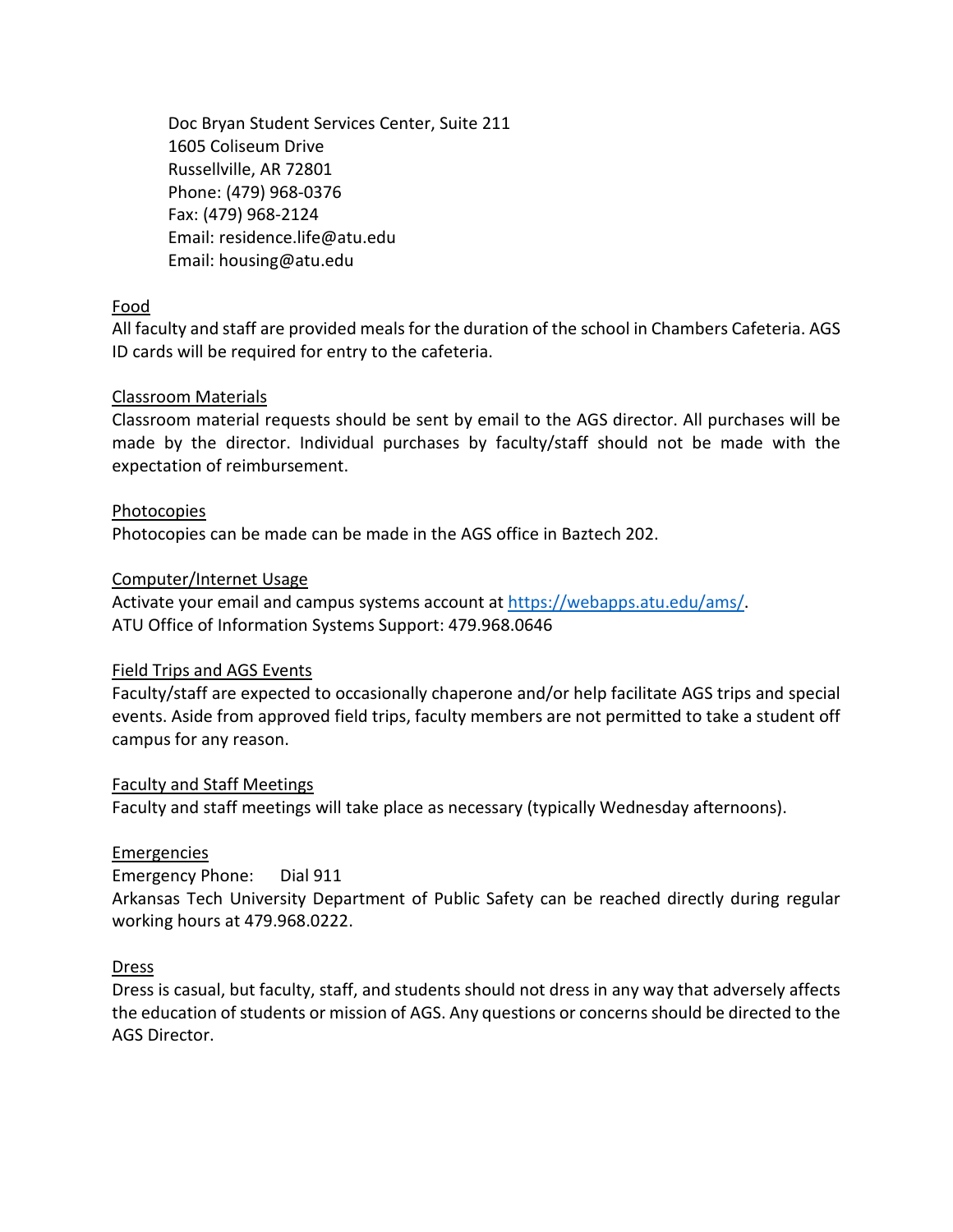Doc Bryan Student Services Center, Suite 211
1605 Coliseum Drive
Russellville, AR 72801
Phone: (479) 968-0376
Fax: (479) 968-2124
Email: residence.life@atu.edu
Email: housing@atu.edu

### Food

All faculty and staff are provided meals for the duration of the school in Chambers Cafeteria. AGS ID cards will be required for entry to the cafeteria.

### Classroom Materials

Classroom material requests should be sent by email to the AGS director. All purchases will be made by the director. Individual purchases by faculty/staff should not be made with the expectation of reimbursement.

### Photocopies

Photocopies can be made can be made in the AGS office in Baztech 202.

### Computer/Internet Usage

Activate your email and campus systems account at [https://webapps.atu.edu/ams/](https://webapps.atu.edu/ams/).
ATU Office of Information Systems Support: 479.968.0646

### Field Trips and AGS Events

Faculty/staff are expected to occasionally chaperone and/or help facilitate AGS trips and special events. Aside from approved field trips, faculty members are not permitted to take a student off campus for any reason.

### Faculty and Staff Meetings

Faculty and staff meetings will take place as necessary (typically Wednesday afternoons).

### Emergencies

Emergency Phone: Dial 911
Arkansas Tech University Department of Public Safety can be reached directly during regular working hours at 479.968.0222.

### Dress

Dress is casual, but faculty, staff, and students should not dress in any way that adversely affects the education of students or mission of AGS. Any questions or concerns should be directed to the AGS Director.